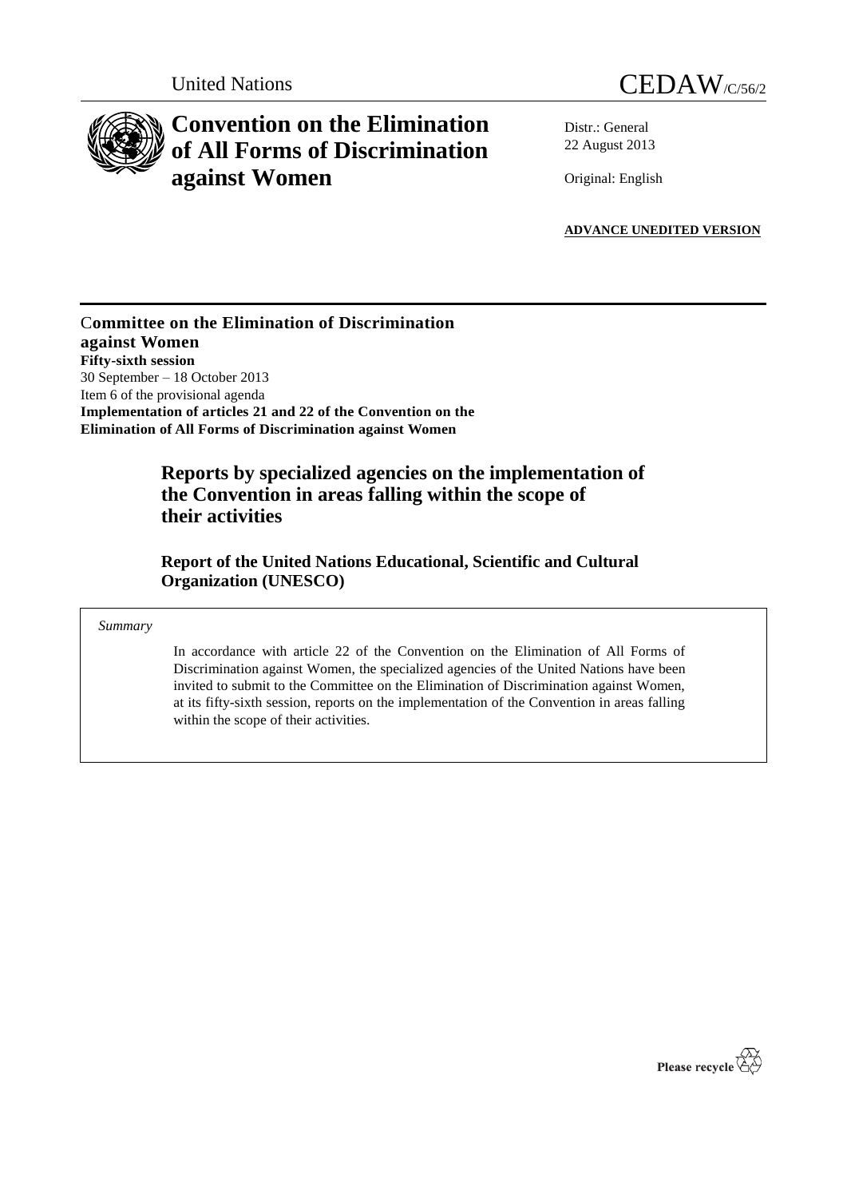United Nations

# CEDAW/C/56/2

# Convention on the Elimination of All Forms of Discrimination against Women

Distr.: General
22 August 2013

Original: English

**ADVANCE UNEDITED VERSION**

**Committee on the Elimination of Discrimination against Women**
**Fifty-sixth session**
30 September – 18 October 2013
Item 6 of the provisional agenda
**Implementation of articles 21 and 22 of the Convention on the Elimination of All Forms of Discrimination against Women**

## Reports by specialized agencies on the implementation of the Convention in areas falling within the scope of their activities

### Report of the United Nations Educational, Scientific and Cultural Organization (UNESCO)

*Summary*

In accordance with article 22 of the Convention on the Elimination of All Forms of Discrimination against Women, the specialized agencies of the United Nations have been invited to submit to the Committee on the Elimination of Discrimination against Women, at its fifty-sixth session, reports on the implementation of the Convention in areas falling within the scope of their activities.

Please recycle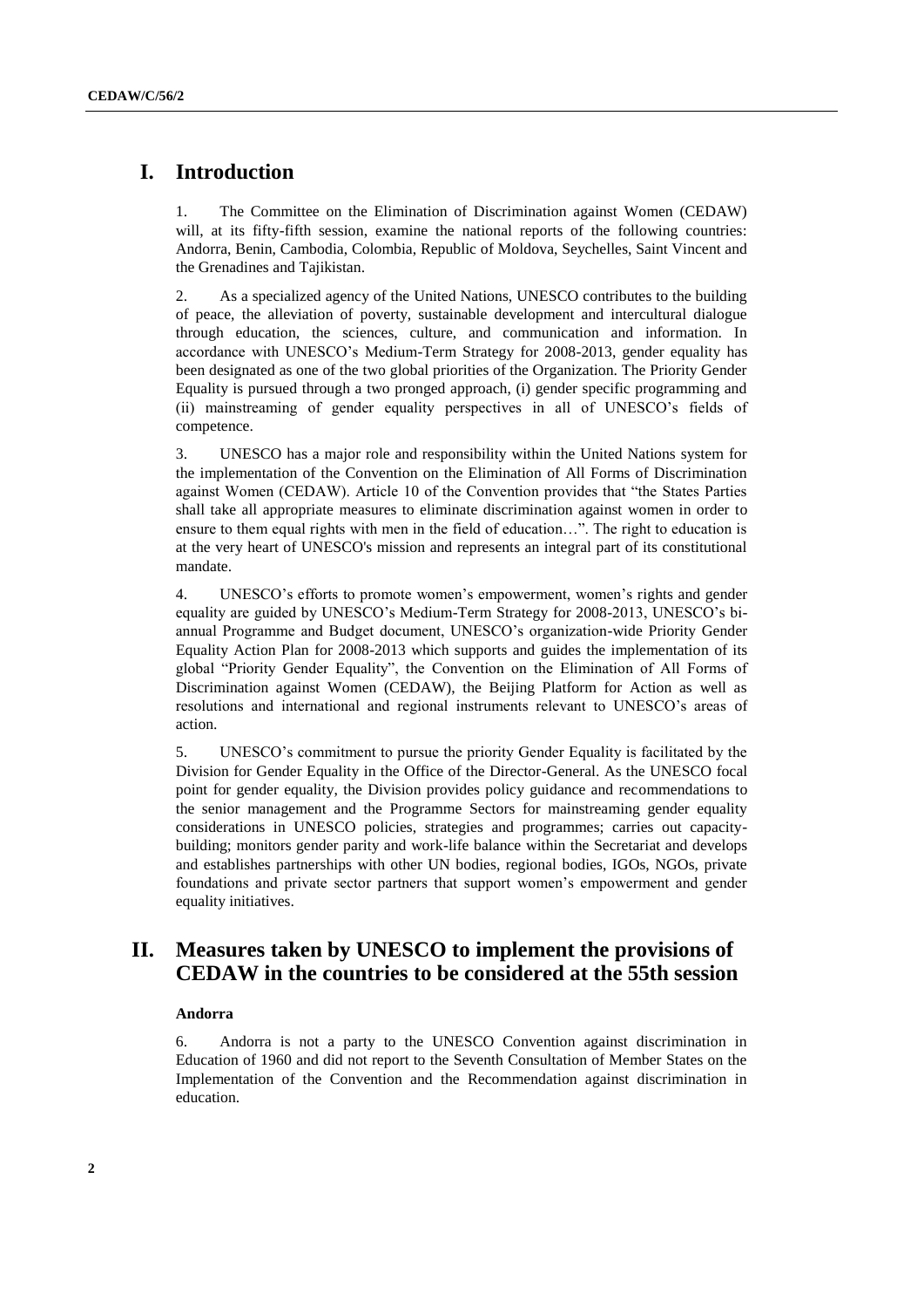# I. Introduction

1. The Committee on the Elimination of Discrimination against Women (CEDAW) will, at its fifty-fifth session, examine the national reports of the following countries: Andorra, Benin, Cambodia, Colombia, Republic of Moldova, Seychelles, Saint Vincent and the Grenadines and Tajikistan.

2. As a specialized agency of the United Nations, UNESCO contributes to the building of peace, the alleviation of poverty, sustainable development and intercultural dialogue through education, the sciences, culture, and communication and information. In accordance with UNESCO's Medium-Term Strategy for 2008-2013, gender equality has been designated as one of the two global priorities of the Organization. The Priority Gender Equality is pursued through a two pronged approach, (i) gender specific programming and (ii) mainstreaming of gender equality perspectives in all of UNESCO's fields of competence.

3. UNESCO has a major role and responsibility within the United Nations system for the implementation of the Convention on the Elimination of All Forms of Discrimination against Women (CEDAW). Article 10 of the Convention provides that "the States Parties shall take all appropriate measures to eliminate discrimination against women in order to ensure to them equal rights with men in the field of education…". The right to education is at the very heart of UNESCO's mission and represents an integral part of its constitutional mandate.

4. UNESCO's efforts to promote women's empowerment, women's rights and gender equality are guided by UNESCO's Medium-Term Strategy for 2008-2013, UNESCO's bi-annual Programme and Budget document, UNESCO's organization-wide Priority Gender Equality Action Plan for 2008-2013 which supports and guides the implementation of its global "Priority Gender Equality", the Convention on the Elimination of All Forms of Discrimination against Women (CEDAW), the Beijing Platform for Action as well as resolutions and international and regional instruments relevant to UNESCO's areas of action.

5. UNESCO's commitment to pursue the priority Gender Equality is facilitated by the Division for Gender Equality in the Office of the Director-General. As the UNESCO focal point for gender equality, the Division provides policy guidance and recommendations to the senior management and the Programme Sectors for mainstreaming gender equality considerations in UNESCO policies, strategies and programmes; carries out capacity-building; monitors gender parity and work-life balance within the Secretariat and develops and establishes partnerships with other UN bodies, regional bodies, IGOs, NGOs, private foundations and private sector partners that support women's empowerment and gender equality initiatives.

# II. Measures taken by UNESCO to implement the provisions of CEDAW in the countries to be considered at the 55th session

### Andorra

6. Andorra is not a party to the UNESCO Convention against discrimination in Education of 1960 and did not report to the Seventh Consultation of Member States on the Implementation of the Convention and the Recommendation against discrimination in education.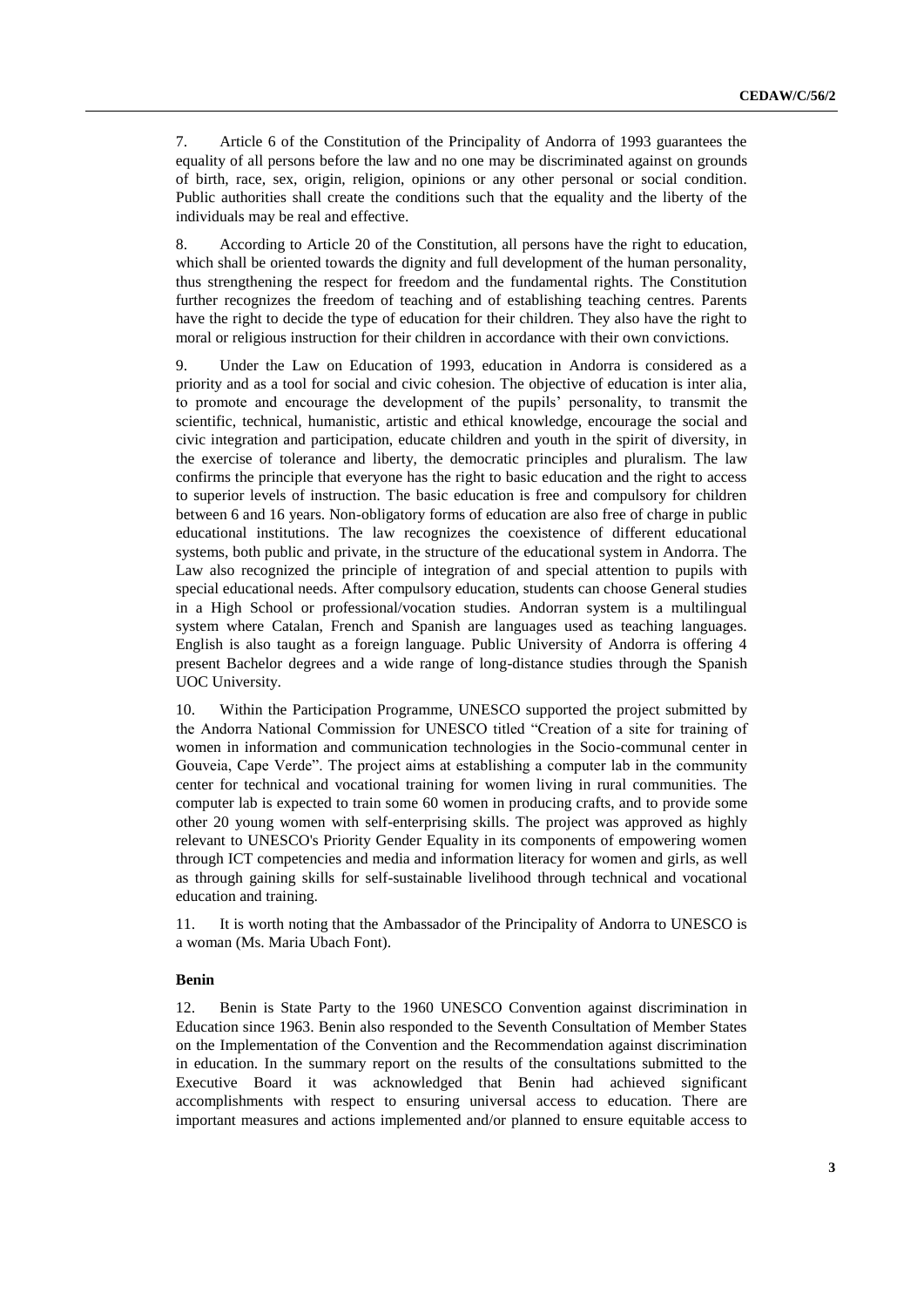7. Article 6 of the Constitution of the Principality of Andorra of 1993 guarantees the equality of all persons before the law and no one may be discriminated against on grounds of birth, race, sex, origin, religion, opinions or any other personal or social condition. Public authorities shall create the conditions such that the equality and the liberty of the individuals may be real and effective.

8. According to Article 20 of the Constitution, all persons have the right to education, which shall be oriented towards the dignity and full development of the human personality, thus strengthening the respect for freedom and the fundamental rights. The Constitution further recognizes the freedom of teaching and of establishing teaching centres. Parents have the right to decide the type of education for their children. They also have the right to moral or religious instruction for their children in accordance with their own convictions.

9. Under the Law on Education of 1993, education in Andorra is considered as a priority and as a tool for social and civic cohesion. The objective of education is inter alia, to promote and encourage the development of the pupils' personality, to transmit the scientific, technical, humanistic, artistic and ethical knowledge, encourage the social and civic integration and participation, educate children and youth in the spirit of diversity, in the exercise of tolerance and liberty, the democratic principles and pluralism. The law confirms the principle that everyone has the right to basic education and the right to access to superior levels of instruction. The basic education is free and compulsory for children between 6 and 16 years. Non-obligatory forms of education are also free of charge in public educational institutions. The law recognizes the coexistence of different educational systems, both public and private, in the structure of the educational system in Andorra. The Law also recognized the principle of integration of and special attention to pupils with special educational needs. After compulsory education, students can choose General studies in a High School or professional/vocation studies. Andorran system is a multilingual system where Catalan, French and Spanish are languages used as teaching languages. English is also taught as a foreign language. Public University of Andorra is offering 4 present Bachelor degrees and a wide range of long-distance studies through the Spanish UOC University.

10. Within the Participation Programme, UNESCO supported the project submitted by the Andorra National Commission for UNESCO titled "Creation of a site for training of women in information and communication technologies in the Socio-communal center in Gouveia, Cape Verde". The project aims at establishing a computer lab in the community center for technical and vocational training for women living in rural communities. The computer lab is expected to train some 60 women in producing crafts, and to provide some other 20 young women with self-enterprising skills. The project was approved as highly relevant to UNESCO's Priority Gender Equality in its components of empowering women through ICT competencies and media and information literacy for women and girls, as well as through gaining skills for self-sustainable livelihood through technical and vocational education and training.

11. It is worth noting that the Ambassador of the Principality of Andorra to UNESCO is a woman (Ms. Maria Ubach Font).

**Benin**

12. Benin is State Party to the 1960 UNESCO Convention against discrimination in Education since 1963. Benin also responded to the Seventh Consultation of Member States on the Implementation of the Convention and the Recommendation against discrimination in education. In the summary report on the results of the consultations submitted to the Executive Board it was acknowledged that Benin had achieved significant accomplishments with respect to ensuring universal access to education. There are important measures and actions implemented and/or planned to ensure equitable access to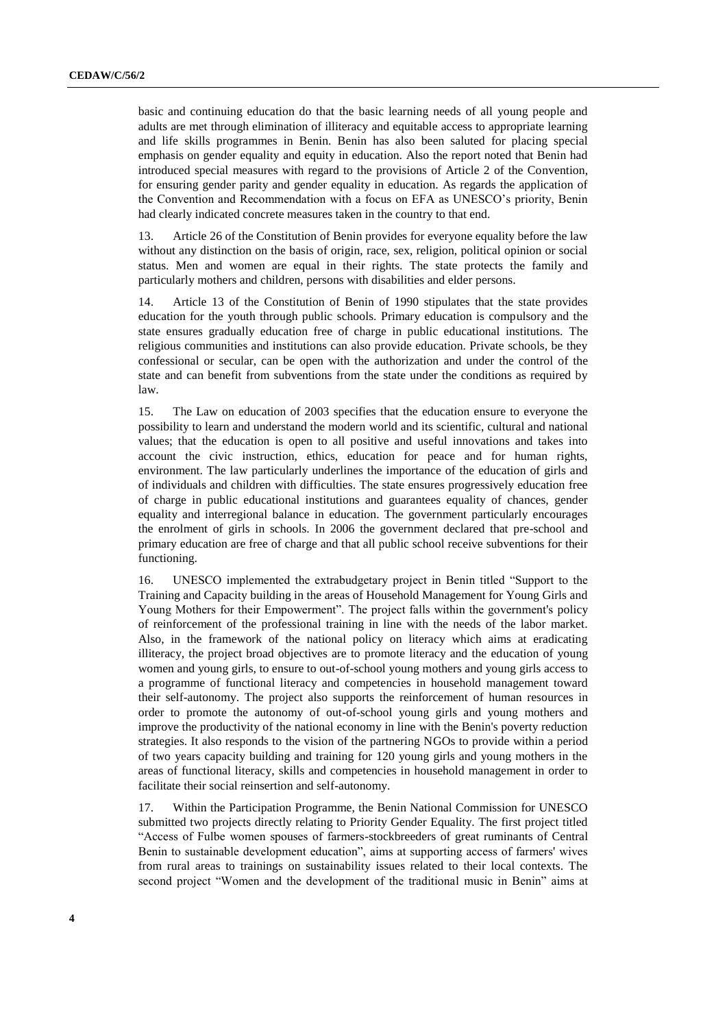basic and continuing education do that the basic learning needs of all young people and adults are met through elimination of illiteracy and equitable access to appropriate learning and life skills programmes in Benin. Benin has also been saluted for placing special emphasis on gender equality and equity in education. Also the report noted that Benin had introduced special measures with regard to the provisions of Article 2 of the Convention, for ensuring gender parity and gender equality in education. As regards the application of the Convention and Recommendation with a focus on EFA as UNESCO's priority, Benin had clearly indicated concrete measures taken in the country to that end.

13. Article 26 of the Constitution of Benin provides for everyone equality before the law without any distinction on the basis of origin, race, sex, religion, political opinion or social status. Men and women are equal in their rights. The state protects the family and particularly mothers and children, persons with disabilities and elder persons.

14. Article 13 of the Constitution of Benin of 1990 stipulates that the state provides education for the youth through public schools. Primary education is compulsory and the state ensures gradually education free of charge in public educational institutions. The religious communities and institutions can also provide education. Private schools, be they confessional or secular, can be open with the authorization and under the control of the state and can benefit from subventions from the state under the conditions as required by law.

15. The Law on education of 2003 specifies that the education ensure to everyone the possibility to learn and understand the modern world and its scientific, cultural and national values; that the education is open to all positive and useful innovations and takes into account the civic instruction, ethics, education for peace and for human rights, environment. The law particularly underlines the importance of the education of girls and of individuals and children with difficulties. The state ensures progressively education free of charge in public educational institutions and guarantees equality of chances, gender equality and interregional balance in education. The government particularly encourages the enrolment of girls in schools. In 2006 the government declared that pre-school and primary education are free of charge and that all public school receive subventions for their functioning.

16. UNESCO implemented the extrabudgetary project in Benin titled "Support to the Training and Capacity building in the areas of Household Management for Young Girls and Young Mothers for their Empowerment". The project falls within the government's policy of reinforcement of the professional training in line with the needs of the labor market. Also, in the framework of the national policy on literacy which aims at eradicating illiteracy, the project broad objectives are to promote literacy and the education of young women and young girls, to ensure to out-of-school young mothers and young girls access to a programme of functional literacy and competencies in household management toward their self-autonomy. The project also supports the reinforcement of human resources in order to promote the autonomy of out-of-school young girls and young mothers and improve the productivity of the national economy in line with the Benin's poverty reduction strategies. It also responds to the vision of the partnering NGOs to provide within a period of two years capacity building and training for 120 young girls and young mothers in the areas of functional literacy, skills and competencies in household management in order to facilitate their social reinsertion and self-autonomy.

17. Within the Participation Programme, the Benin National Commission for UNESCO submitted two projects directly relating to Priority Gender Equality. The first project titled "Access of Fulbe women spouses of farmers-stockbreeders of great ruminants of Central Benin to sustainable development education", aims at supporting access of farmers' wives from rural areas to trainings on sustainability issues related to their local contexts. The second project "Women and the development of the traditional music in Benin" aims at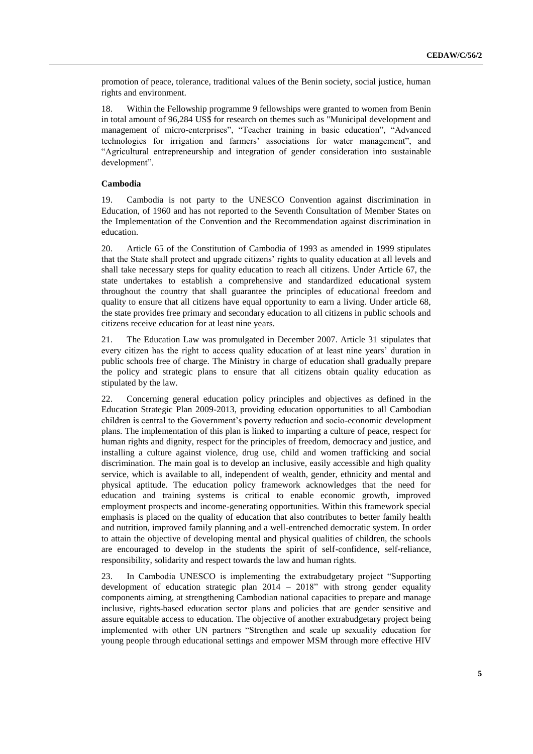promotion of peace, tolerance, traditional values of the Benin society, social justice, human rights and environment.

18. Within the Fellowship programme 9 fellowships were granted to women from Benin in total amount of 96,284 US$ for research on themes such as "Municipal development and management of micro-enterprises", "Teacher training in basic education", "Advanced technologies for irrigation and farmers' associations for water management", and "Agricultural entrepreneurship and integration of gender consideration into sustainable development".

### Cambodia

19. Cambodia is not party to the UNESCO Convention against discrimination in Education, of 1960 and has not reported to the Seventh Consultation of Member States on the Implementation of the Convention and the Recommendation against discrimination in education.

20. Article 65 of the Constitution of Cambodia of 1993 as amended in 1999 stipulates that the State shall protect and upgrade citizens' rights to quality education at all levels and shall take necessary steps for quality education to reach all citizens. Under Article 67, the state undertakes to establish a comprehensive and standardized educational system throughout the country that shall guarantee the principles of educational freedom and quality to ensure that all citizens have equal opportunity to earn a living. Under article 68, the state provides free primary and secondary education to all citizens in public schools and citizens receive education for at least nine years.

21. The Education Law was promulgated in December 2007. Article 31 stipulates that every citizen has the right to access quality education of at least nine years' duration in public schools free of charge. The Ministry in charge of education shall gradually prepare the policy and strategic plans to ensure that all citizens obtain quality education as stipulated by the law.

22. Concerning general education policy principles and objectives as defined in the Education Strategic Plan 2009-2013, providing education opportunities to all Cambodian children is central to the Government's poverty reduction and socio-economic development plans. The implementation of this plan is linked to imparting a culture of peace, respect for human rights and dignity, respect for the principles of freedom, democracy and justice, and installing a culture against violence, drug use, child and women trafficking and social discrimination. The main goal is to develop an inclusive, easily accessible and high quality service, which is available to all, independent of wealth, gender, ethnicity and mental and physical aptitude. The education policy framework acknowledges that the need for education and training systems is critical to enable economic growth, improved employment prospects and income-generating opportunities. Within this framework special emphasis is placed on the quality of education that also contributes to better family health and nutrition, improved family planning and a well-entrenched democratic system. In order to attain the objective of developing mental and physical qualities of children, the schools are encouraged to develop in the students the spirit of self-confidence, self-reliance, responsibility, solidarity and respect towards the law and human rights.

23. In Cambodia UNESCO is implementing the extrabudgetary project "Supporting development of education strategic plan 2014 – 2018" with strong gender equality components aiming, at strengthening Cambodian national capacities to prepare and manage inclusive, rights-based education sector plans and policies that are gender sensitive and assure equitable access to education. The objective of another extrabudgetary project being implemented with other UN partners "Strengthen and scale up sexuality education for young people through educational settings and empower MSM through more effective HIV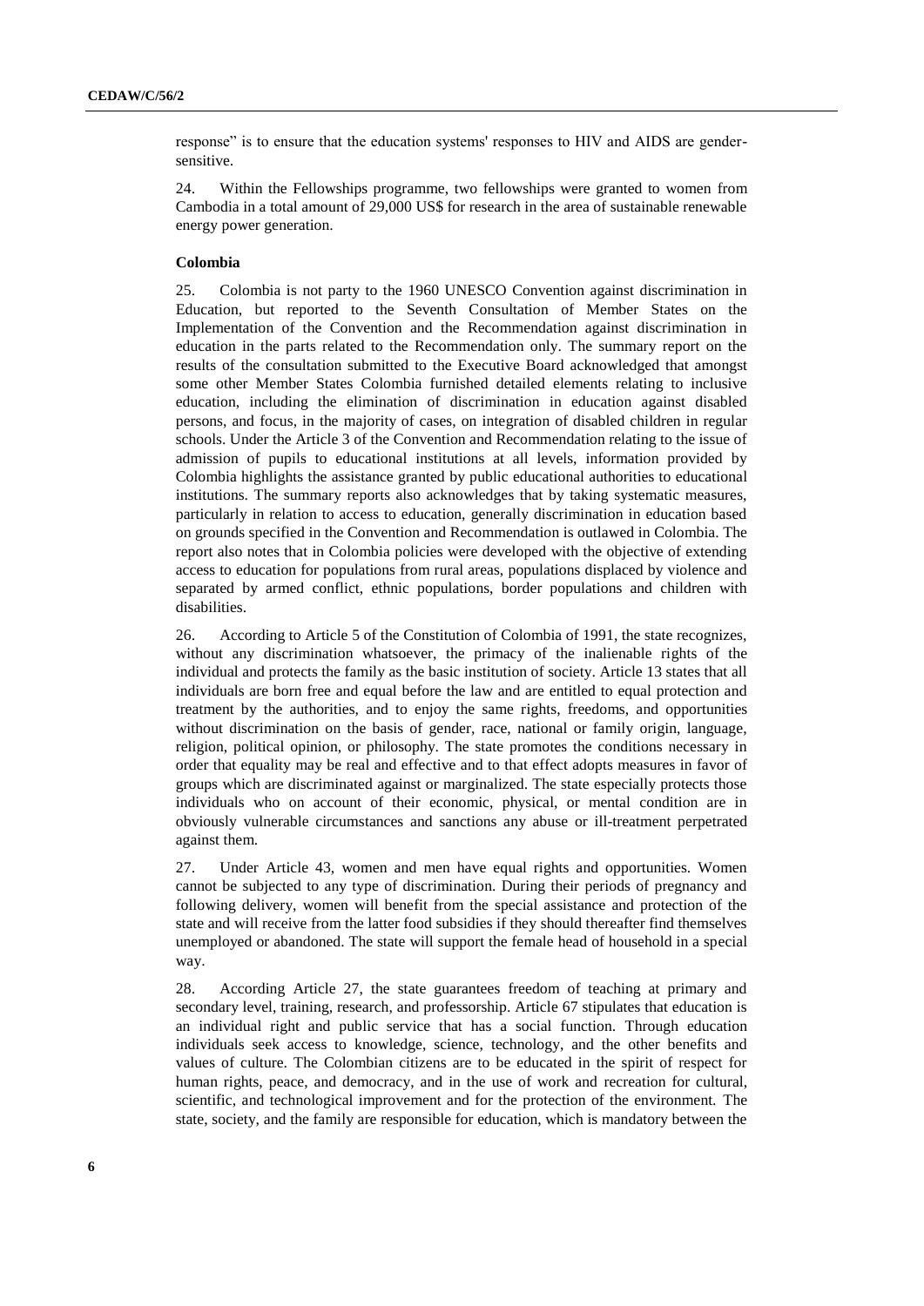response" is to ensure that the education systems' responses to HIV and AIDS are gender-sensitive.

24. Within the Fellowships programme, two fellowships were granted to women from Cambodia in a total amount of 29,000 US$ for research in the area of sustainable renewable energy power generation.

**Colombia**

25. Colombia is not party to the 1960 UNESCO Convention against discrimination in Education, but reported to the Seventh Consultation of Member States on the Implementation of the Convention and the Recommendation against discrimination in education in the parts related to the Recommendation only. The summary report on the results of the consultation submitted to the Executive Board acknowledged that amongst some other Member States Colombia furnished detailed elements relating to inclusive education, including the elimination of discrimination in education against disabled persons, and focus, in the majority of cases, on integration of disabled children in regular schools. Under the Article 3 of the Convention and Recommendation relating to the issue of admission of pupils to educational institutions at all levels, information provided by Colombia highlights the assistance granted by public educational authorities to educational institutions. The summary reports also acknowledges that by taking systematic measures, particularly in relation to access to education, generally discrimination in education based on grounds specified in the Convention and Recommendation is outlawed in Colombia. The report also notes that in Colombia policies were developed with the objective of extending access to education for populations from rural areas, populations displaced by violence and separated by armed conflict, ethnic populations, border populations and children with disabilities.

26. According to Article 5 of the Constitution of Colombia of 1991, the state recognizes, without any discrimination whatsoever, the primacy of the inalienable rights of the individual and protects the family as the basic institution of society. Article 13 states that all individuals are born free and equal before the law and are entitled to equal protection and treatment by the authorities, and to enjoy the same rights, freedoms, and opportunities without discrimination on the basis of gender, race, national or family origin, language, religion, political opinion, or philosophy. The state promotes the conditions necessary in order that equality may be real and effective and to that effect adopts measures in favor of groups which are discriminated against or marginalized. The state especially protects those individuals who on account of their economic, physical, or mental condition are in obviously vulnerable circumstances and sanctions any abuse or ill-treatment perpetrated against them.

27. Under Article 43, women and men have equal rights and opportunities. Women cannot be subjected to any type of discrimination. During their periods of pregnancy and following delivery, women will benefit from the special assistance and protection of the state and will receive from the latter food subsidies if they should thereafter find themselves unemployed or abandoned. The state will support the female head of household in a special way.

28. According Article 27, the state guarantees freedom of teaching at primary and secondary level, training, research, and professorship. Article 67 stipulates that education is an individual right and public service that has a social function. Through education individuals seek access to knowledge, science, technology, and the other benefits and values of culture. The Colombian citizens are to be educated in the spirit of respect for human rights, peace, and democracy, and in the use of work and recreation for cultural, scientific, and technological improvement and for the protection of the environment. The state, society, and the family are responsible for education, which is mandatory between the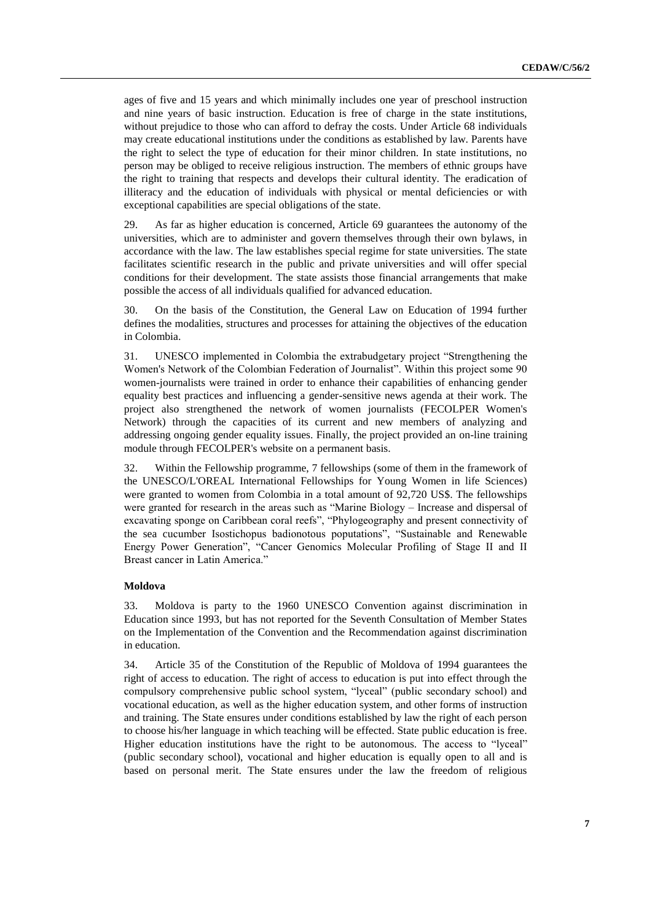ages of five and 15 years and which minimally includes one year of preschool instruction and nine years of basic instruction. Education is free of charge in the state institutions, without prejudice to those who can afford to defray the costs. Under Article 68 individuals may create educational institutions under the conditions as established by law. Parents have the right to select the type of education for their minor children. In state institutions, no person may be obliged to receive religious instruction. The members of ethnic groups have the right to training that respects and develops their cultural identity. The eradication of illiteracy and the education of individuals with physical or mental deficiencies or with exceptional capabilities are special obligations of the state.

29. As far as higher education is concerned, Article 69 guarantees the autonomy of the universities, which are to administer and govern themselves through their own bylaws, in accordance with the law. The law establishes special regime for state universities. The state facilitates scientific research in the public and private universities and will offer special conditions for their development. The state assists those financial arrangements that make possible the access of all individuals qualified for advanced education.

30. On the basis of the Constitution, the General Law on Education of 1994 further defines the modalities, structures and processes for attaining the objectives of the education in Colombia.

31. UNESCO implemented in Colombia the extrabudgetary project "Strengthening the Women's Network of the Colombian Federation of Journalist". Within this project some 90 women-journalists were trained in order to enhance their capabilities of enhancing gender equality best practices and influencing a gender-sensitive news agenda at their work. The project also strengthened the network of women journalists (FECOLPER Women's Network) through the capacities of its current and new members of analyzing and addressing ongoing gender equality issues. Finally, the project provided an on-line training module through FECOLPER's website on a permanent basis.

32. Within the Fellowship programme, 7 fellowships (some of them in the framework of the UNESCO/L'OREAL International Fellowships for Young Women in life Sciences) were granted to women from Colombia in a total amount of 92,720 US$. The fellowships were granted for research in the areas such as "Marine Biology – Increase and dispersal of excavating sponge on Caribbean coral reefs", "Phylogeography and present connectivity of the sea cucumber Isostichopus badionotous poputations", "Sustainable and Renewable Energy Power Generation", "Cancer Genomics Molecular Profiling of Stage II and II Breast cancer in Latin America."

**Moldova**

33. Moldova is party to the 1960 UNESCO Convention against discrimination in Education since 1993, but has not reported for the Seventh Consultation of Member States on the Implementation of the Convention and the Recommendation against discrimination in education.

34. Article 35 of the Constitution of the Republic of Moldova of 1994 guarantees the right of access to education. The right of access to education is put into effect through the compulsory comprehensive public school system, "lyceal" (public secondary school) and vocational education, as well as the higher education system, and other forms of instruction and training. The State ensures under conditions established by law the right of each person to choose his/her language in which teaching will be effected. State public education is free. Higher education institutions have the right to be autonomous. The access to "lyceal" (public secondary school), vocational and higher education is equally open to all and is based on personal merit. The State ensures under the law the freedom of religious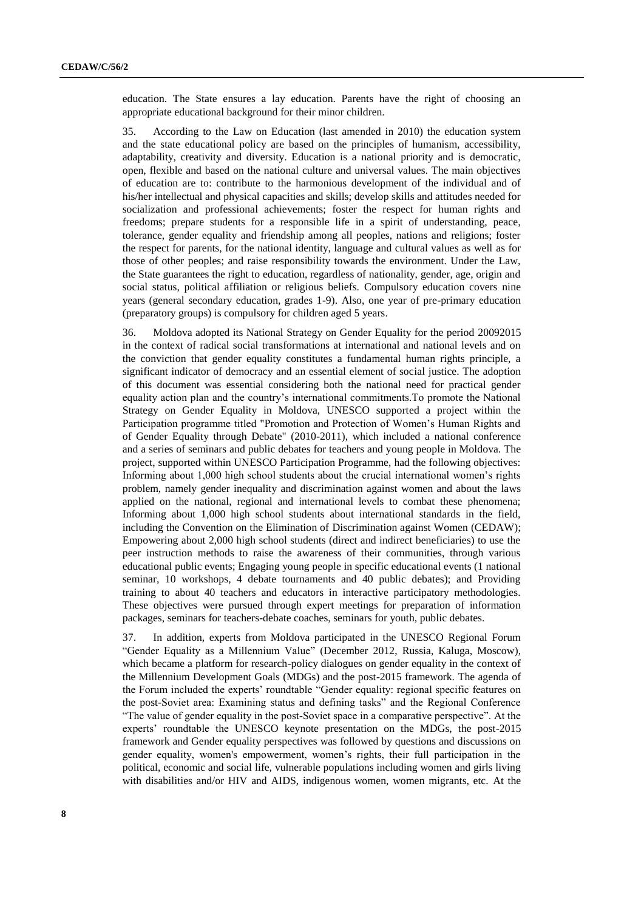education. The State ensures a lay education. Parents have the right of choosing an appropriate educational background for their minor children.

35. According to the Law on Education (last amended in 2010) the education system and the state educational policy are based on the principles of humanism, accessibility, adaptability, creativity and diversity. Education is a national priority and is democratic, open, flexible and based on the national culture and universal values. The main objectives of education are to: contribute to the harmonious development of the individual and of his/her intellectual and physical capacities and skills; develop skills and attitudes needed for socialization and professional achievements; foster the respect for human rights and freedoms; prepare students for a responsible life in a spirit of understanding, peace, tolerance, gender equality and friendship among all peoples, nations and religions; foster the respect for parents, for the national identity, language and cultural values as well as for those of other peoples; and raise responsibility towards the environment. Under the Law, the State guarantees the right to education, regardless of nationality, gender, age, origin and social status, political affiliation or religious beliefs. Compulsory education covers nine years (general secondary education, grades 1-9). Also, one year of pre-primary education (preparatory groups) is compulsory for children aged 5 years.

36. Moldova adopted its National Strategy on Gender Equality for the period 20092015 in the context of radical social transformations at international and national levels and on the conviction that gender equality constitutes a fundamental human rights principle, a significant indicator of democracy and an essential element of social justice. The adoption of this document was essential considering both the national need for practical gender equality action plan and the country's international commitments.To promote the National Strategy on Gender Equality in Moldova, UNESCO supported a project within the Participation programme titled "Promotion and Protection of Women's Human Rights and of Gender Equality through Debate" (2010-2011), which included a national conference and a series of seminars and public debates for teachers and young people in Moldova. The project, supported within UNESCO Participation Programme, had the following objectives: Informing about 1,000 high school students about the crucial international women's rights problem, namely gender inequality and discrimination against women and about the laws applied on the national, regional and international levels to combat these phenomena; Informing about 1,000 high school students about international standards in the field, including the Convention on the Elimination of Discrimination against Women (CEDAW); Empowering about 2,000 high school students (direct and indirect beneficiaries) to use the peer instruction methods to raise the awareness of their communities, through various educational public events; Engaging young people in specific educational events (1 national seminar, 10 workshops, 4 debate tournaments and 40 public debates); and Providing training to about 40 teachers and educators in interactive participatory methodologies. These objectives were pursued through expert meetings for preparation of information packages, seminars for teachers-debate coaches, seminars for youth, public debates.

37. In addition, experts from Moldova participated in the UNESCO Regional Forum "Gender Equality as a Millennium Value" (December 2012, Russia, Kaluga, Moscow), which became a platform for research-policy dialogues on gender equality in the context of the Millennium Development Goals (MDGs) and the post-2015 framework. The agenda of the Forum included the experts' roundtable "Gender equality: regional specific features on the post-Soviet area: Examining status and defining tasks" and the Regional Conference "The value of gender equality in the post-Soviet space in a comparative perspective". At the experts' roundtable the UNESCO keynote presentation on the MDGs, the post-2015 framework and Gender equality perspectives was followed by questions and discussions on gender equality, women's empowerment, women's rights, their full participation in the political, economic and social life, vulnerable populations including women and girls living with disabilities and/or HIV and AIDS, indigenous women, women migrants, etc. At the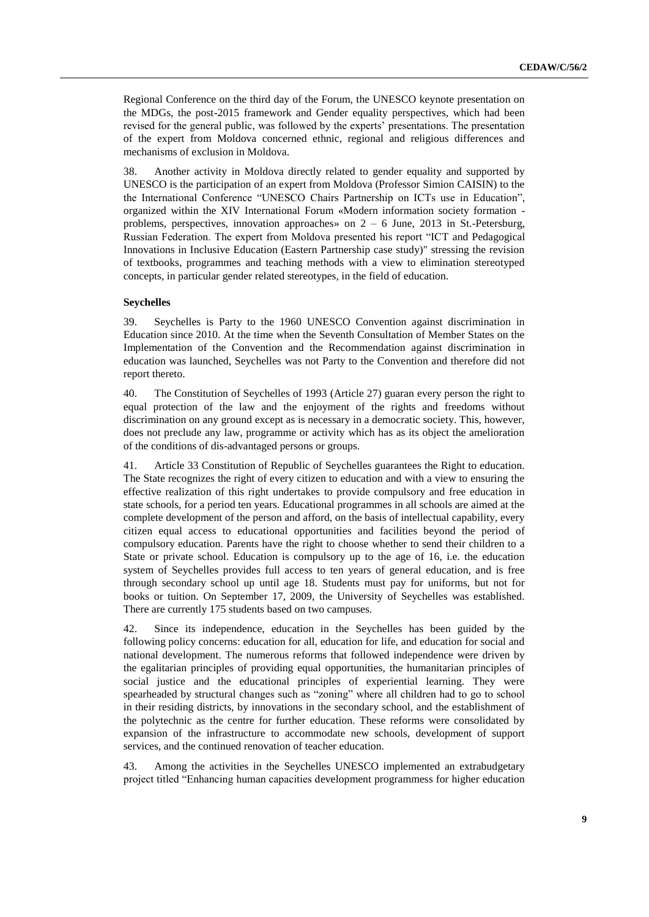Regional Conference on the third day of the Forum, the UNESCO keynote presentation on the MDGs, the post-2015 framework and Gender equality perspectives, which had been revised for the general public, was followed by the experts' presentations. The presentation of the expert from Moldova concerned ethnic, regional and religious differences and mechanisms of exclusion in Moldova.

38. Another activity in Moldova directly related to gender equality and supported by UNESCO is the participation of an expert from Moldova (Professor Simion CAISIN) to the the International Conference "UNESCO Chairs Partnership on ICTs use in Education", organized within the XIV International Forum «Modern information society formation - problems, perspectives, innovation approaches» on 2 – 6 June, 2013 in St.-Petersburg, Russian Federation. The expert from Moldova presented his report "ICT and Pedagogical Innovations in Inclusive Education (Eastern Partnership case study)" stressing the revision of textbooks, programmes and teaching methods with a view to elimination stereotyped concepts, in particular gender related stereotypes, in the field of education.

**Seychelles**

39. Seychelles is Party to the 1960 UNESCO Convention against discrimination in Education since 2010. At the time when the Seventh Consultation of Member States on the Implementation of the Convention and the Recommendation against discrimination in education was launched, Seychelles was not Party to the Convention and therefore did not report thereto.

40. The Constitution of Seychelles of 1993 (Article 27) guaran every person the right to equal protection of the law and the enjoyment of the rights and freedoms without discrimination on any ground except as is necessary in a democratic society. This, however, does not preclude any law, programme or activity which has as its object the amelioration of the conditions of dis-advantaged persons or groups.

41. Article 33 Constitution of Republic of Seychelles guarantees the Right to education. The State recognizes the right of every citizen to education and with a view to ensuring the effective realization of this right undertakes to provide compulsory and free education in state schools, for a period ten years. Educational programmes in all schools are aimed at the complete development of the person and afford, on the basis of intellectual capability, every citizen equal access to educational opportunities and facilities beyond the period of compulsory education. Parents have the right to choose whether to send their children to a State or private school. Education is compulsory up to the age of 16, i.e. the education system of Seychelles provides full access to ten years of general education, and is free through secondary school up until age 18. Students must pay for uniforms, but not for books or tuition. On September 17, 2009, the University of Seychelles was established. There are currently 175 students based on two campuses.

42. Since its independence, education in the Seychelles has been guided by the following policy concerns: education for all, education for life, and education for social and national development. The numerous reforms that followed independence were driven by the egalitarian principles of providing equal opportunities, the humanitarian principles of social justice and the educational principles of experiential learning. They were spearheaded by structural changes such as "zoning" where all children had to go to school in their residing districts, by innovations in the secondary school, and the establishment of the polytechnic as the centre for further education. These reforms were consolidated by expansion of the infrastructure to accommodate new schools, development of support services, and the continued renovation of teacher education.

43. Among the activities in the Seychelles UNESCO implemented an extrabudgetary project titled "Enhancing human capacities development programmess for higher education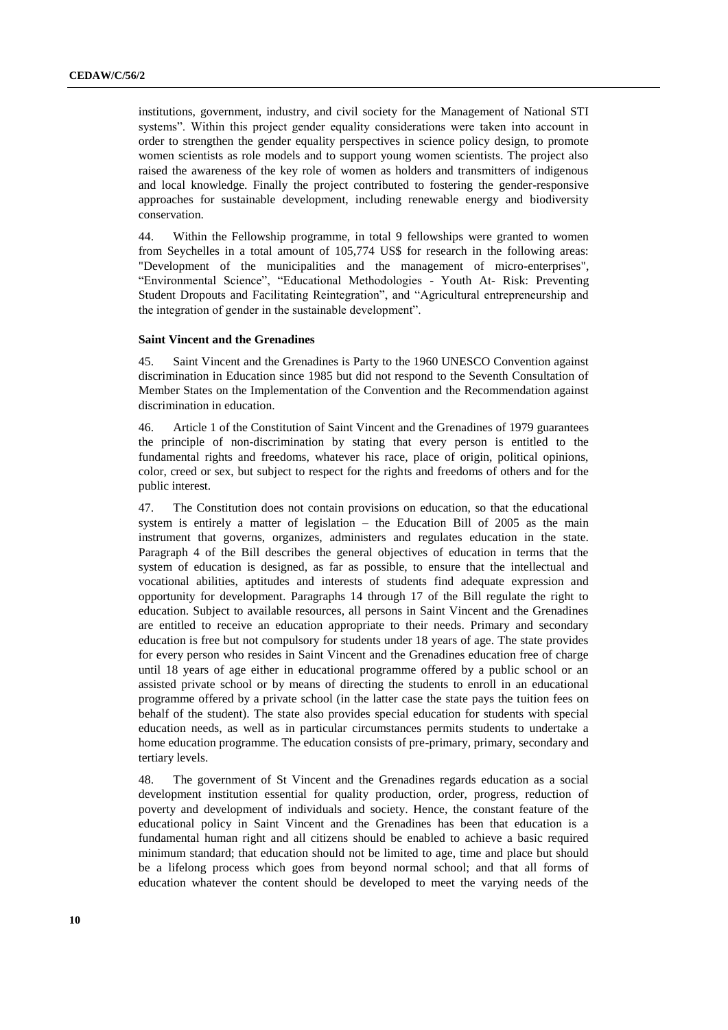institutions, government, industry, and civil society for the Management of National STI systems". Within this project gender equality considerations were taken into account in order to strengthen the gender equality perspectives in science policy design, to promote women scientists as role models and to support young women scientists. The project also raised the awareness of the key role of women as holders and transmitters of indigenous and local knowledge. Finally the project contributed to fostering the gender-responsive approaches for sustainable development, including renewable energy and biodiversity conservation.

44. Within the Fellowship programme, in total 9 fellowships were granted to women from Seychelles in a total amount of 105,774 US$ for research in the following areas: "Development of the municipalities and the management of micro-enterprises", "Environmental Science", "Educational Methodologies - Youth At- Risk: Preventing Student Dropouts and Facilitating Reintegration", and "Agricultural entrepreneurship and the integration of gender in the sustainable development".

**Saint Vincent and the Grenadines**

45. Saint Vincent and the Grenadines is Party to the 1960 UNESCO Convention against discrimination in Education since 1985 but did not respond to the Seventh Consultation of Member States on the Implementation of the Convention and the Recommendation against discrimination in education.

46. Article 1 of the Constitution of Saint Vincent and the Grenadines of 1979 guarantees the principle of non-discrimination by stating that every person is entitled to the fundamental rights and freedoms, whatever his race, place of origin, political opinions, color, creed or sex, but subject to respect for the rights and freedoms of others and for the public interest.

47. The Constitution does not contain provisions on education, so that the educational system is entirely a matter of legislation – the Education Bill of 2005 as the main instrument that governs, organizes, administers and regulates education in the state. Paragraph 4 of the Bill describes the general objectives of education in terms that the system of education is designed, as far as possible, to ensure that the intellectual and vocational abilities, aptitudes and interests of students find adequate expression and opportunity for development. Paragraphs 14 through 17 of the Bill regulate the right to education. Subject to available resources, all persons in Saint Vincent and the Grenadines are entitled to receive an education appropriate to their needs. Primary and secondary education is free but not compulsory for students under 18 years of age. The state provides for every person who resides in Saint Vincent and the Grenadines education free of charge until 18 years of age either in educational programme offered by a public school or an assisted private school or by means of directing the students to enroll in an educational programme offered by a private school (in the latter case the state pays the tuition fees on behalf of the student). The state also provides special education for students with special education needs, as well as in particular circumstances permits students to undertake a home education programme. The education consists of pre-primary, primary, secondary and tertiary levels.

48. The government of St Vincent and the Grenadines regards education as a social development institution essential for quality production, order, progress, reduction of poverty and development of individuals and society. Hence, the constant feature of the educational policy in Saint Vincent and the Grenadines has been that education is a fundamental human right and all citizens should be enabled to achieve a basic required minimum standard; that education should not be limited to age, time and place but should be a lifelong process which goes from beyond normal school; and that all forms of education whatever the content should be developed to meet the varying needs of the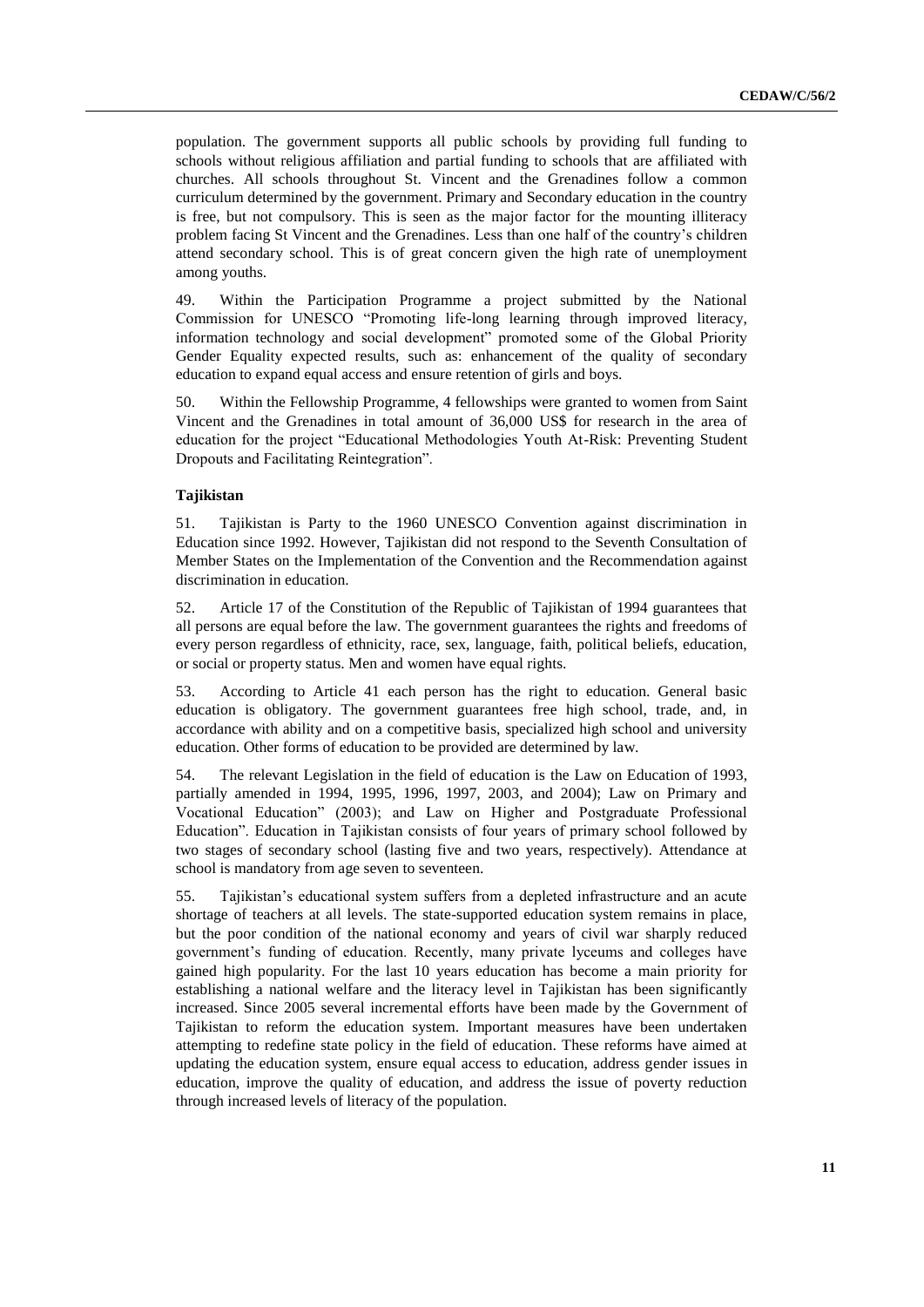population. The government supports all public schools by providing full funding to schools without religious affiliation and partial funding to schools that are affiliated with churches. All schools throughout St. Vincent and the Grenadines follow a common curriculum determined by the government. Primary and Secondary education in the country is free, but not compulsory. This is seen as the major factor for the mounting illiteracy problem facing St Vincent and the Grenadines. Less than one half of the country's children attend secondary school. This is of great concern given the high rate of unemployment among youths.

49. Within the Participation Programme a project submitted by the National Commission for UNESCO "Promoting life-long learning through improved literacy, information technology and social development" promoted some of the Global Priority Gender Equality expected results, such as: enhancement of the quality of secondary education to expand equal access and ensure retention of girls and boys.

50. Within the Fellowship Programme, 4 fellowships were granted to women from Saint Vincent and the Grenadines in total amount of 36,000 US$ for research in the area of education for the project "Educational Methodologies Youth At-Risk: Preventing Student Dropouts and Facilitating Reintegration".

### Tajikistan

51. Tajikistan is Party to the 1960 UNESCO Convention against discrimination in Education since 1992. However, Tajikistan did not respond to the Seventh Consultation of Member States on the Implementation of the Convention and the Recommendation against discrimination in education.

52. Article 17 of the Constitution of the Republic of Tajikistan of 1994 guarantees that all persons are equal before the law. The government guarantees the rights and freedoms of every person regardless of ethnicity, race, sex, language, faith, political beliefs, education, or social or property status. Men and women have equal rights.

53. According to Article 41 each person has the right to education. General basic education is obligatory. The government guarantees free high school, trade, and, in accordance with ability and on a competitive basis, specialized high school and university education. Other forms of education to be provided are determined by law.

54. The relevant Legislation in the field of education is the Law on Education of 1993, partially amended in 1994, 1995, 1996, 1997, 2003, and 2004); Law on Primary and Vocational Education" (2003); and Law on Higher and Postgraduate Professional Education". Education in Tajikistan consists of four years of primary school followed by two stages of secondary school (lasting five and two years, respectively). Attendance at school is mandatory from age seven to seventeen.

55. Tajikistan's educational system suffers from a depleted infrastructure and an acute shortage of teachers at all levels. The state-supported education system remains in place, but the poor condition of the national economy and years of civil war sharply reduced government's funding of education. Recently, many private lyceums and colleges have gained high popularity. For the last 10 years education has become a main priority for establishing a national welfare and the literacy level in Tajikistan has been significantly increased. Since 2005 several incremental efforts have been made by the Government of Tajikistan to reform the education system. Important measures have been undertaken attempting to redefine state policy in the field of education. These reforms have aimed at updating the education system, ensure equal access to education, address gender issues in education, improve the quality of education, and address the issue of poverty reduction through increased levels of literacy of the population.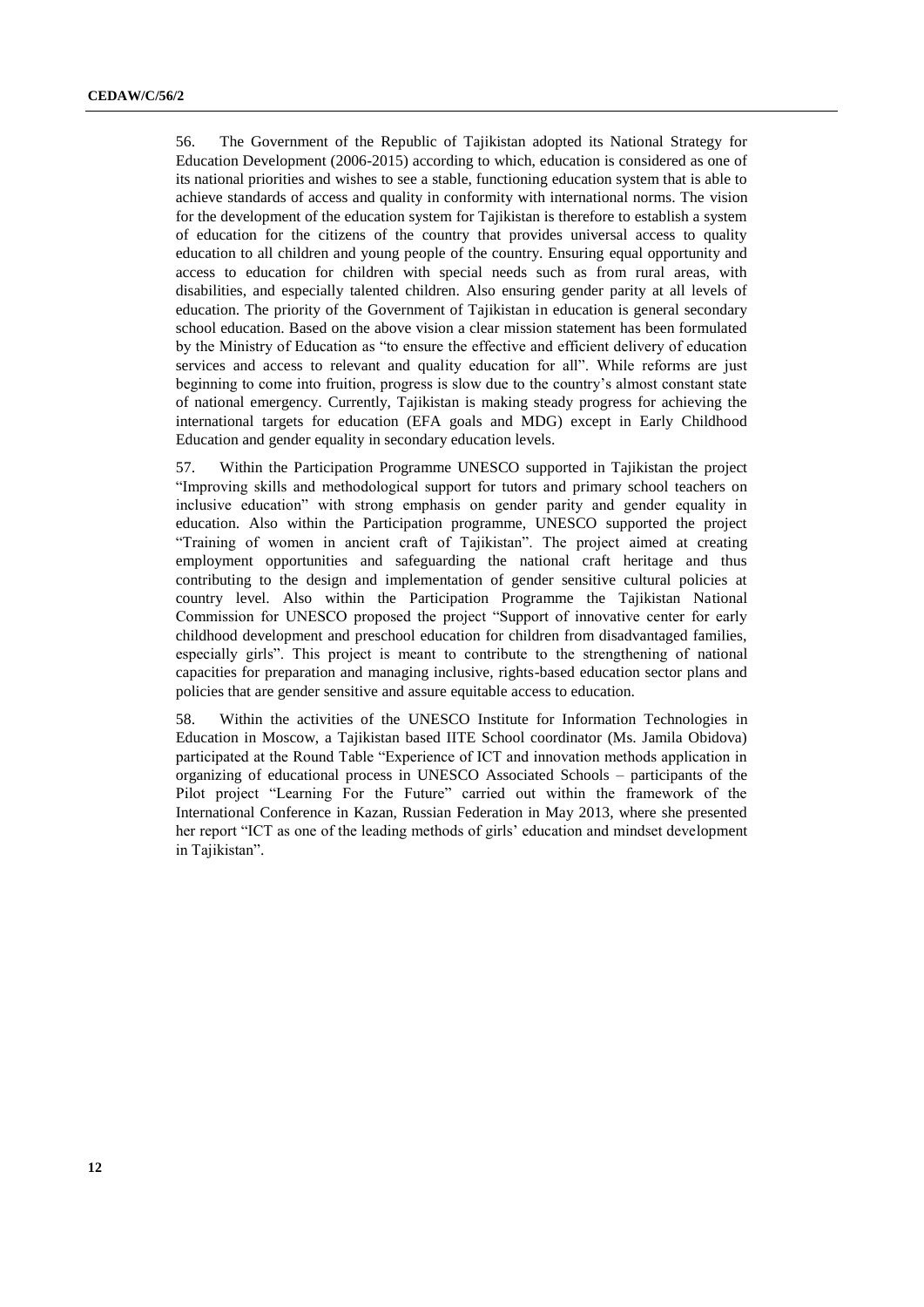56. The Government of the Republic of Tajikistan adopted its National Strategy for Education Development (2006-2015) according to which, education is considered as one of its national priorities and wishes to see a stable, functioning education system that is able to achieve standards of access and quality in conformity with international norms. The vision for the development of the education system for Tajikistan is therefore to establish a system of education for the citizens of the country that provides universal access to quality education to all children and young people of the country. Ensuring equal opportunity and access to education for children with special needs such as from rural areas, with disabilities, and especially talented children. Also ensuring gender parity at all levels of education. The priority of the Government of Tajikistan in education is general secondary school education. Based on the above vision a clear mission statement has been formulated by the Ministry of Education as "to ensure the effective and efficient delivery of education services and access to relevant and quality education for all". While reforms are just beginning to come into fruition, progress is slow due to the country's almost constant state of national emergency. Currently, Tajikistan is making steady progress for achieving the international targets for education (EFA goals and MDG) except in Early Childhood Education and gender equality in secondary education levels.

57. Within the Participation Programme UNESCO supported in Tajikistan the project "Improving skills and methodological support for tutors and primary school teachers on inclusive education" with strong emphasis on gender parity and gender equality in education. Also within the Participation programme, UNESCO supported the project "Training of women in ancient craft of Tajikistan". The project aimed at creating employment opportunities and safeguarding the national craft heritage and thus contributing to the design and implementation of gender sensitive cultural policies at country level. Also within the Participation Programme the Tajikistan National Commission for UNESCO proposed the project "Support of innovative center for early childhood development and preschool education for children from disadvantaged families, especially girls". This project is meant to contribute to the strengthening of national capacities for preparation and managing inclusive, rights-based education sector plans and policies that are gender sensitive and assure equitable access to education.

58. Within the activities of the UNESCO Institute for Information Technologies in Education in Moscow, a Tajikistan based IITE School coordinator (Ms. Jamila Obidova) participated at the Round Table "Experience of ICT and innovation methods application in organizing of educational process in UNESCO Associated Schools – participants of the Pilot project "Learning For the Future" carried out within the framework of the International Conference in Kazan, Russian Federation in May 2013, where she presented her report "ICT as one of the leading methods of girls' education and mindset development in Tajikistan".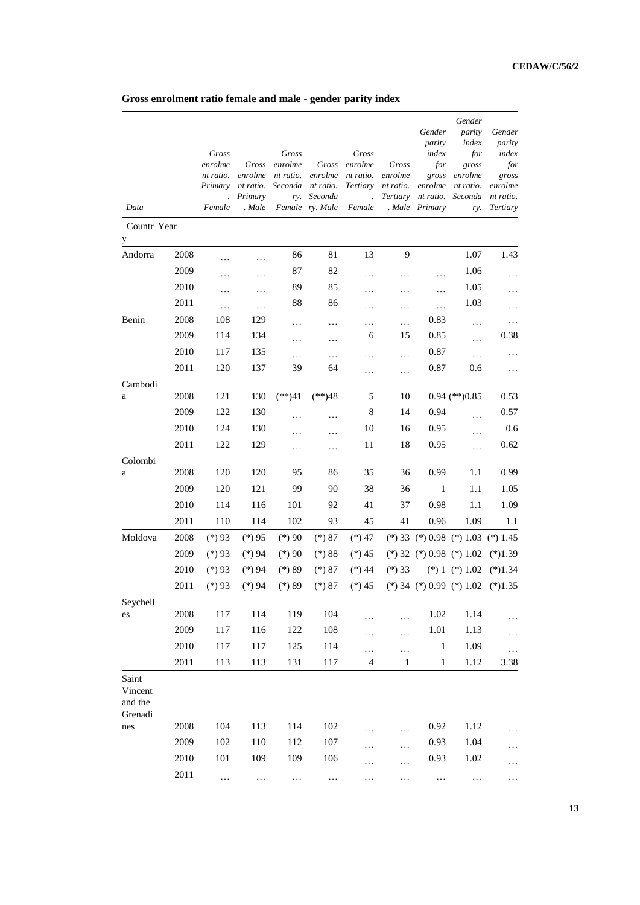## Gross enrolment ratio female and male - gender parity index

| Data | | Gross enrolment ratio. Primary. Female | Gross enrolment ratio. Primary. Male | Gross enrolment ratio. Secondary. Female | Gross enrolment ratio. Secondary. Male | Gross enrolment ratio. Tertiary. Female | Gross enrolment ratio. Tertiary. Male | Gender parity index for gross enrolment ratio. Primary | Gender parity index for gross enrolment ratio. Secondary | Gender parity index for gross enrolment ratio. Tertiary |
|---|---|---|---|---|---|---|---|---|---|---|
| Country | Year | | | | | | | | | |
| Andorra | 2008 | … | … | 86 | 81 | 13 | 9 | | 1.07 | 1.43 |
| | 2009 | … | … | 87 | 82 | … | … | … | 1.06 | … |
| | 2010 | … | … | 89 | 85 | … | … | … | 1.05 | … |
| | 2011 | … | … | 88 | 86 | … | … | … | 1.03 | … |
| Benin | 2008 | 108 | 129 | … | … | … | … | 0.83 | … | … |
| | 2009 | 114 | 134 | … | … | 6 | 15 | 0.85 | … | 0.38 |
| | 2010 | 117 | 135 | … | … | … | … | 0.87 | … | … |
| | 2011 | 120 | 137 | 39 | 64 | … | … | 0.87 | 0.6 | … |
| Cambodia | 2008 | 121 | 130 | (**)41 | (**)48 | 5 | 10 | 0.94 | (**)0.85 | 0.53 |
| | 2009 | 122 | 130 | … | … | 8 | 14 | 0.94 | … | 0.57 |
| | 2010 | 124 | 130 | … | … | 10 | 16 | 0.95 | … | 0.6 |
| | 2011 | 122 | 129 | … | … | 11 | 18 | 0.95 | … | 0.62 |
| Colombia | 2008 | 120 | 120 | 95 | 86 | 35 | 36 | 0.99 | 1.1 | 0.99 |
| | 2009 | 120 | 121 | 99 | 90 | 38 | 36 | 1 | 1.1 | 1.05 |
| | 2010 | 114 | 116 | 101 | 92 | 41 | 37 | 0.98 | 1.1 | 1.09 |
| | 2011 | 110 | 114 | 102 | 93 | 45 | 41 | 0.96 | 1.09 | 1.1 |
| Moldova | 2008 | (*) 93 | (*) 95 | (*) 90 | (*) 87 | (*) 47 | (*) 33 | (*) 0.98 | (*) 1.03 | (*) 1.45 |
| | 2009 | (*) 93 | (*) 94 | (*) 90 | (*) 88 | (*) 45 | (*) 32 | (*) 0.98 | (*) 1.02 | (*)1.39 |
| | 2010 | (*) 93 | (*) 94 | (*) 89 | (*) 87 | (*) 44 | (*) 33 | (*) 1 | (*) 1.02 | (*)1.34 |
| | 2011 | (*) 93 | (*) 94 | (*) 89 | (*) 87 | (*) 45 | (*) 34 | (*) 0.99 | (*) 1.02 | (*)1.35 |
| Seychelles | 2008 | 117 | 114 | 119 | 104 | … | … | 1.02 | 1.14 | … |
| | 2009 | 117 | 116 | 122 | 108 | … | … | 1.01 | 1.13 | … |
| | 2010 | 117 | 117 | 125 | 114 | … | … | 1 | 1.09 | … |
| | 2011 | 113 | 113 | 131 | 117 | 4 | 1 | 1 | 1.12 | 3.38 |
| Saint Vincent and the Grenadines | 2008 | 104 | 113 | 114 | 102 | … | … | 0.92 | 1.12 | … |
| | 2009 | 102 | 110 | 112 | 107 | … | … | 0.93 | 1.04 | … |
| | 2010 | 101 | 109 | 109 | 106 | … | … | 0.93 | 1.02 | … |
| | 2011 | … | … | … | … | … | … | … | … | … |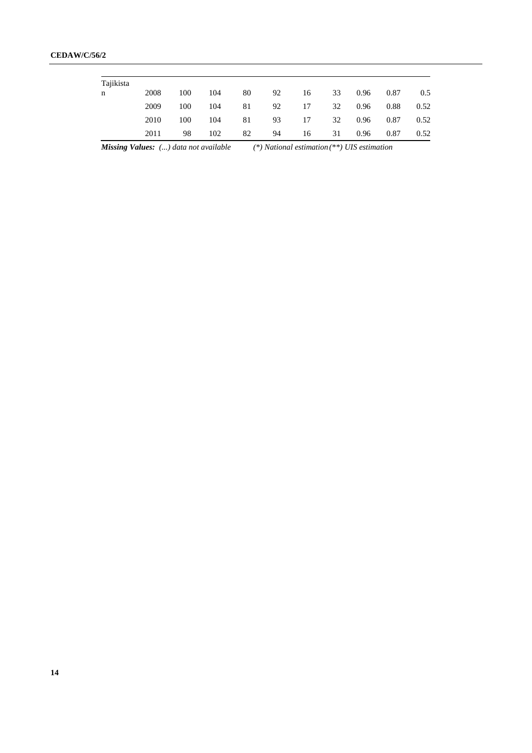| | | | | | | | | | | |
|---|---|---|---|---|---|---|---|---|---|---|
| Tajikistan | 2008 | 100 | 104 | 80 | 92 | 16 | 33 | 0.96 | 0.87 | 0.5 |
| | 2009 | 100 | 104 | 81 | 92 | 17 | 32 | 0.96 | 0.88 | 0.52 |
| | 2010 | 100 | 104 | 81 | 93 | 17 | 32 | 0.96 | 0.87 | 0.52 |
| | 2011 | 98 | 102 | 82 | 94 | 16 | 31 | 0.96 | 0.87 | 0.52 |

***Missing Values:*** *(...) data not available* *(\*) National estimation* *(\*\*) UIS estimation*